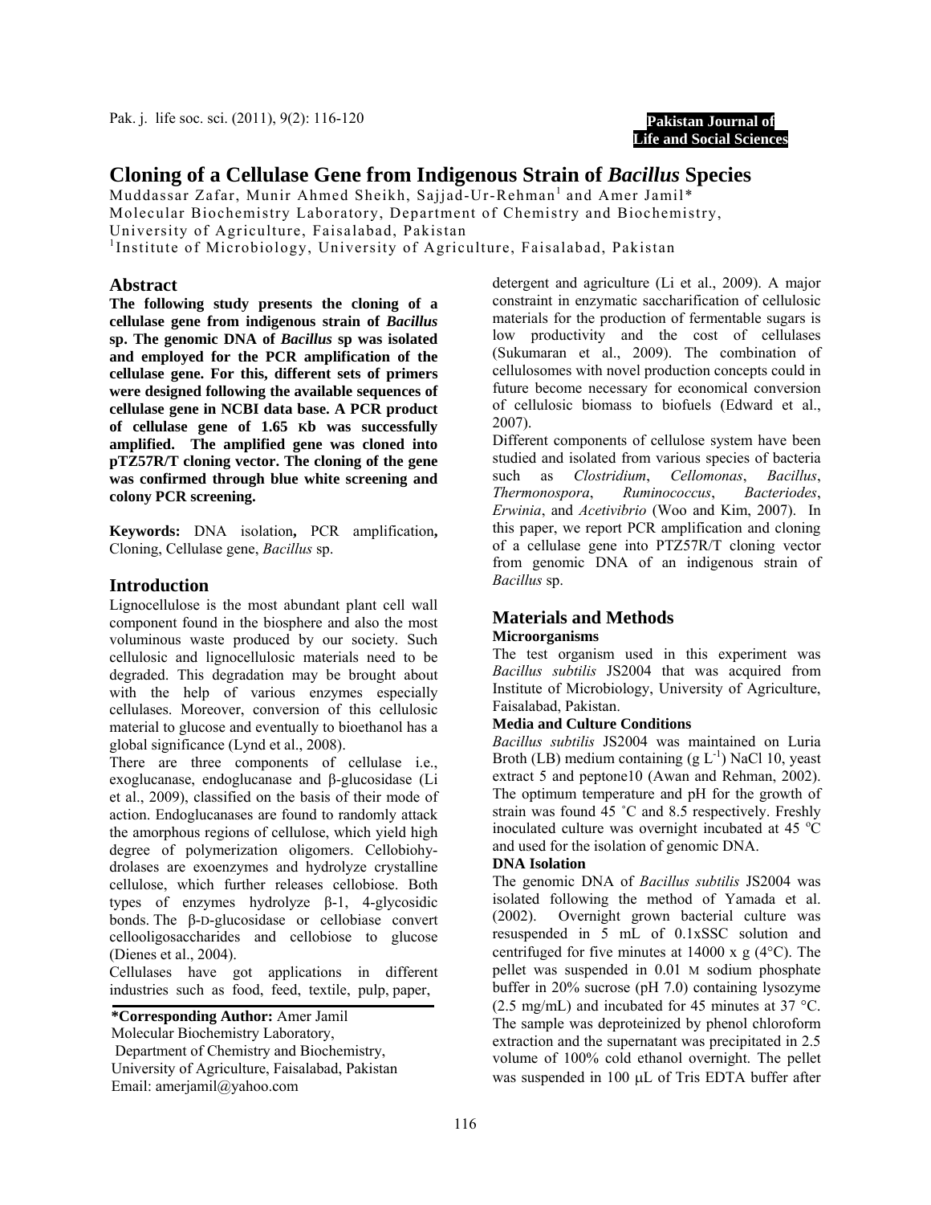# Cloning of a Cellulase Gene from Indigenous Strain of *Bacillus* Species

Muddassar Zafar, Munir Ahmed Sheikh, Sajjad-Ur-Rehman[1] and Amer Jamil*

Molecular Biochemistry Laboratory, Department of Chemistry and Biochemistry, University of Agriculture, Faisalabad, Pakistan

[1]Institute of Microbiology, University of Agriculture, Faisalabad, Pakistan

## Abstract

**The following study presents the cloning of a cellulase gene from indigenous strain of *Bacillus* sp. The genomic DNA of *Bacillus* sp was isolated and employed for the PCR amplification of the cellulase gene. For this, different sets of primers were designed following the available sequences of cellulase gene in NCBI data base. A PCR product of cellulase gene of 1.65 Kb was successfully amplified. The amplified gene was cloned into pTZ57R/T cloning vector. The cloning of the gene was confirmed through blue white screening and colony PCR screening.**

**Keywords:** DNA isolation**,** PCR amplification**,** Cloning, Cellulase gene, *Bacillus* sp.

## Introduction

Lignocellulose is the most abundant plant cell wall component found in the biosphere and also the most voluminous waste produced by our society. Such cellulosic and lignocellulosic materials need to be degraded. This degradation may be brought about with the help of various enzymes especially cellulases. Moreover, conversion of this cellulosic material to glucose and eventually to bioethanol has a global significance (Lynd et al., 2008).

There are three components of cellulase i.e., exoglucanase, endoglucanase and β-glucosidase (Li et al., 2009), classified on the basis of their mode of action. Endoglucanases are found to randomly attack the amorphous regions of cellulose, which yield high degree of polymerization oligomers. Cellobiohydrolases are exoenzymes and hydrolyze crystalline cellulose, which further releases cellobiose. Both types of enzymes hydrolyze β-1, 4-glycosidic bonds. The β-D-glucosidase or cellobiase convert cellooligosaccharides and cellobiose to glucose (Dienes et al., 2004).

Cellulases have got applications in different industries such as food, feed, textile, pulp, paper, detergent and agriculture (Li et al., 2009). A major constraint in enzymatic saccharification of cellulosic materials for the production of fermentable sugars is low productivity and the cost of cellulases (Sukumaran et al., 2009). The combination of cellulosomes with novel production concepts could in future become necessary for economical conversion of cellulosic biomass to biofuels (Edward et al., 2007).

Different components of cellulose system have been studied and isolated from various species of bacteria such as *Clostridium*, *Cellomonas*, *Bacillus*, *Thermonospora*, *Ruminococcus*, *Bacteriodes*, *Erwinia*, and *Acetivibrio* (Woo and Kim, 2007). In this paper, we report PCR amplification and cloning of a cellulase gene into PTZ57R/T cloning vector from genomic DNA of an indigenous strain of *Bacillus* sp.

## Materials and Methods

### Microorganisms

The test organism used in this experiment was *Bacillus subtilis* JS2004 that was acquired from Institute of Microbiology, University of Agriculture, Faisalabad, Pakistan.

### Media and Culture Conditions

*Bacillus subtilis* JS2004 was maintained on Luria Broth (LB) medium containing (g $L^{-1}$) NaCl 10, yeast extract 5 and peptone10 (Awan and Rehman, 2002). The optimum temperature and pH for the growth of strain was found 45 ˚C and 8.5 respectively. Freshly inoculated culture was overnight incubated at 45 ºC and used for the isolation of genomic DNA.

### DNA Isolation

The genomic DNA of *Bacillus subtilis* JS2004 was isolated following the method of Yamada et al. (2002). Overnight grown bacterial culture was resuspended in 5 mL of 0.1xSSC solution and centrifuged for five minutes at 14000 x g (4°C). The pellet was suspended in 0.01 M sodium phosphate buffer in 20% sucrose (pH 7.0) containing lysozyme (2.5 mg/mL) and incubated for 45 minutes at 37 °C. The sample was deproteinized by phenol chloroform extraction and the supernatant was precipitated in 2.5 volume of 100% cold ethanol overnight. The pellet was suspended in 100 μL of Tris EDTA buffer after

**\*Corresponding Author:** Amer Jamil
Molecular Biochemistry Laboratory,
Department of Chemistry and Biochemistry,
University of Agriculture, Faisalabad, Pakistan
Email: amerjamil@yahoo.com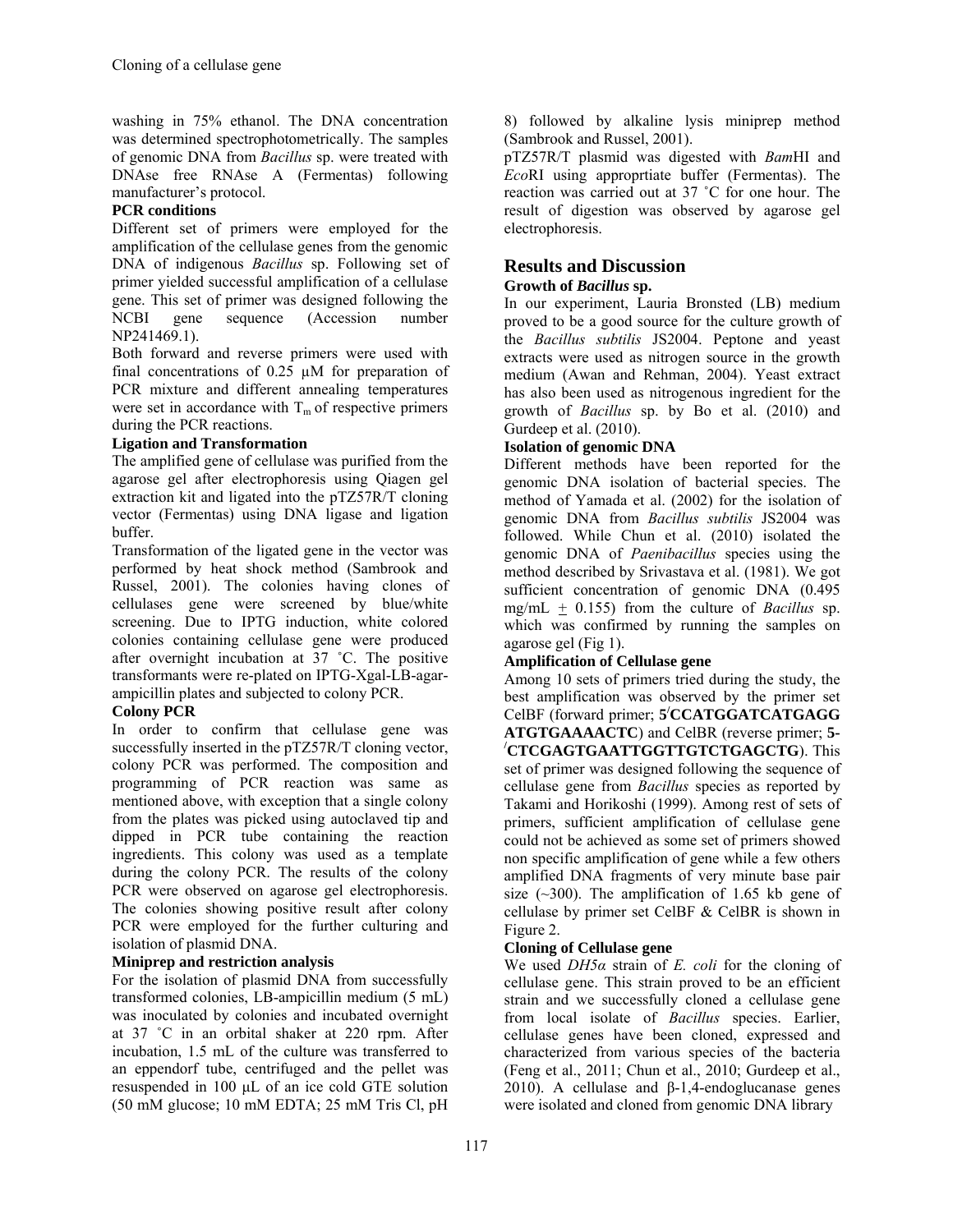washing in 75% ethanol. The DNA concentration was determined spectrophotometrically. The samples of genomic DNA from *Bacillus* sp. were treated with DNAse free RNAse A (Fermentas) following manufacturer's protocol.

**PCR conditions**

Different set of primers were employed for the amplification of the cellulase genes from the genomic DNA of indigenous *Bacillus* sp. Following set of primer yielded successful amplification of a cellulase gene. This set of primer was designed following the NCBI gene sequence (Accession number NP241469.1).

Both forward and reverse primers were used with final concentrations of 0.25 µM for preparation of PCR mixture and different annealing temperatures were set in accordance with $T_m$ of respective primers during the PCR reactions.

**Ligation and Transformation**

The amplified gene of cellulase was purified from the agarose gel after electrophoresis using Qiagen gel extraction kit and ligated into the pTZ57R/T cloning vector (Fermentas) using DNA ligase and ligation buffer.

Transformation of the ligated gene in the vector was performed by heat shock method (Sambrook and Russel, 2001). The colonies having clones of cellulases gene were screened by blue/white screening. Due to IPTG induction, white colored colonies containing cellulase gene were produced after overnight incubation at 37 ˚C. The positive transformants were re-plated on IPTG-Xgal-LB-agar-ampicillin plates and subjected to colony PCR.

**Colony PCR**

In order to confirm that cellulase gene was successfully inserted in the pTZ57R/T cloning vector, colony PCR was performed. The composition and programming of PCR reaction was same as mentioned above, with exception that a single colony from the plates was picked using autoclaved tip and dipped in PCR tube containing the reaction ingredients. This colony was used as a template during the colony PCR. The results of the colony PCR were observed on agarose gel electrophoresis. The colonies showing positive result after colony PCR were employed for the further culturing and isolation of plasmid DNA.

**Miniprep and restriction analysis**

For the isolation of plasmid DNA from successfully transformed colonies, LB-ampicillin medium (5 mL) was inoculated by colonies and incubated overnight at 37 ˚C in an orbital shaker at 220 rpm. After incubation, 1.5 mL of the culture was transferred to an eppendorf tube, centrifuged and the pellet was resuspended in 100 µL of an ice cold GTE solution (50 mM glucose; 10 mM EDTA; 25 mM Tris Cl, pH 8) followed by alkaline lysis miniprep method (Sambrook and Russel, 2001).

pTZ57R/T plasmid was digested with *Bam*HI and *Eco*RI using approprtiate buffer (Fermentas). The reaction was carried out at 37 ˚C for one hour. The result of digestion was observed by agarose gel electrophoresis.

# Results and Discussion

**Growth of *Bacillus* sp.**

In our experiment, Lauria Bronsted (LB) medium proved to be a good source for the culture growth of the *Bacillus subtilis* JS2004. Peptone and yeast extracts were used as nitrogen source in the growth medium (Awan and Rehman, 2004). Yeast extract has also been used as nitrogenous ingredient for the growth of *Bacillus* sp. by Bo et al. (2010) and Gurdeep et al. (2010).

**Isolation of genomic DNA**

Different methods have been reported for the genomic DNA isolation of bacterial species. The method of Yamada et al. (2002) for the isolation of genomic DNA from *Bacillus subtilis* JS2004 was followed. While Chun et al. (2010) isolated the genomic DNA of *Paenibacillus* species using the method described by Srivastava et al. (1981). We got sufficient concentration of genomic DNA (0.495 mg/mL ± 0.155) from the culture of *Bacillus* sp. which was confirmed by running the samples on agarose gel (Fig 1).

**Amplification of Cellulase gene**

Among 10 sets of primers tried during the study, the best amplification was observed by the primer set CelBF (forward primer; **5′CCATGGATCATGAGG ATGTGAAAACTC**) and CelBR (reverse primer; **5-′CTCGAGTGAATTGGTTGTCTGAGCTG**). This set of primer was designed following the sequence of cellulase gene from *Bacillus* species as reported by Takami and Horikoshi (1999). Among rest of sets of primers, sufficient amplification of cellulase gene could not be achieved as some set of primers showed non specific amplification of gene while a few others amplified DNA fragments of very minute base pair size (~300). The amplification of 1.65 kb gene of cellulase by primer set CelBF & CelBR is shown in Figure 2.

**Cloning of Cellulase gene**

We used *DH5α* strain of *E. coli* for the cloning of cellulase gene. This strain proved to be an efficient strain and we successfully cloned a cellulase gene from local isolate of *Bacillus* species. Earlier, cellulase genes have been cloned, expressed and characterized from various species of the bacteria (Feng et al., 2011; Chun et al., 2010; Gurdeep et al., 2010). A cellulase and β-1,4-endoglucanase genes were isolated and cloned from genomic DNA library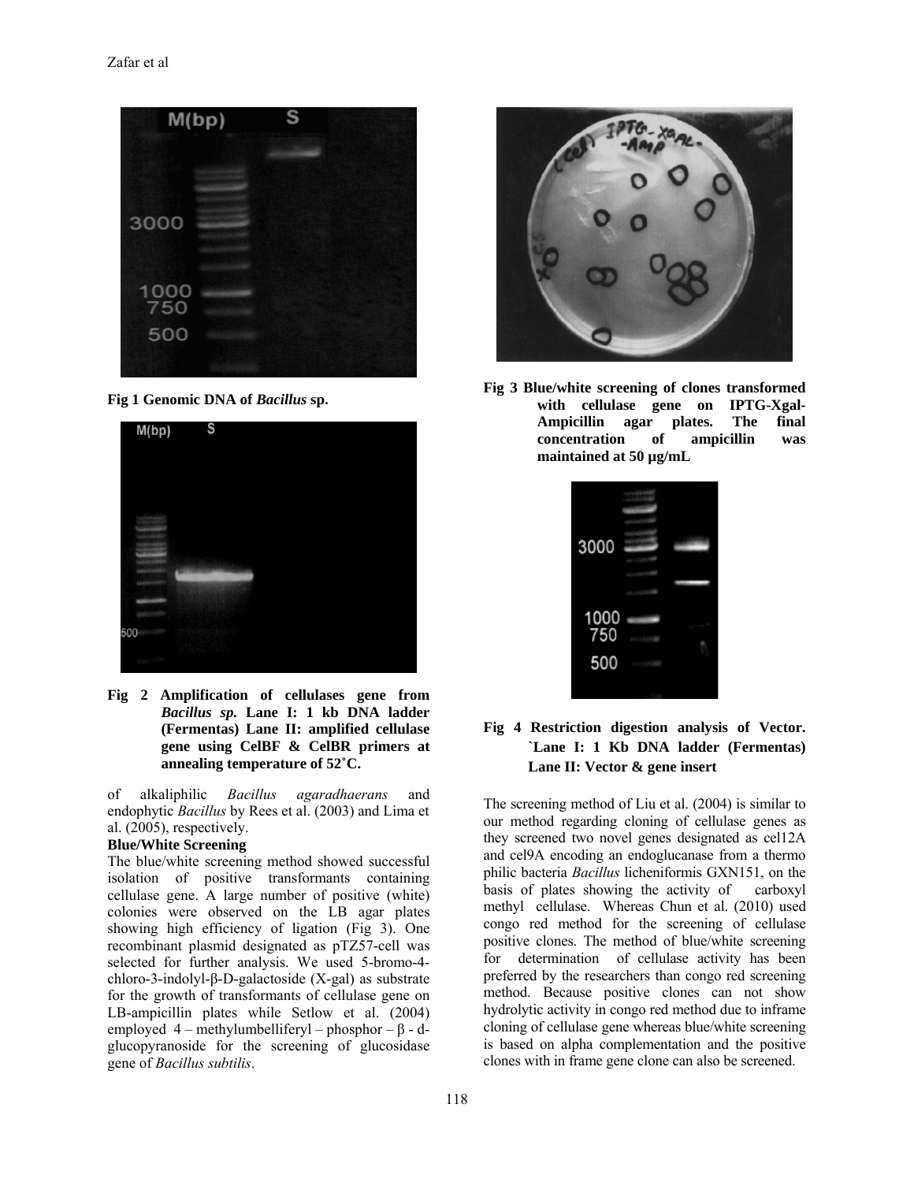Fig 1 Genomic DNA of *Bacillus* sp.

**Fig 2 Amplification of cellulases gene from *Bacillus sp.* Lane I: 1 kb DNA ladder (Fermentas) Lane II: amplified cellulase gene using CelBF & CelBR primers at annealing temperature of 52˚C.**

of alkaliphilic *Bacillus agaradhaerans* and endophytic *Bacillus* by Rees et al. (2003) and Lima et al. (2005), respectively.

**Blue/White Screening**

The blue/white screening method showed successful isolation of positive transformants containing cellulase gene. A large number of positive (white) colonies were observed on the LB agar plates showing high efficiency of ligation (Fig 3). One recombinant plasmid designated as pTZ57-cell was selected for further analysis. We used 5-bromo-4-chloro-3-indolyl-β-D-galactoside (X-gal) as substrate for the growth of transformants of cellulase gene on LB-ampicillin plates while Setlow et al. (2004) employed 4 – methylumbelliferyl – phosphor – β - d-glucopyranoside for the screening of glucosidase gene of *Bacillus subtilis*.

**Fig 3 Blue/white screening of clones transformed with cellulase gene on IPTG-Xgal-Ampicillin agar plates. The final concentration of ampicillin was maintained at 50 µg/mL**

**Fig 4 Restriction digestion analysis of Vector. `Lane I: 1 Kb DNA ladder (Fermentas) Lane II: Vector & gene insert**

The screening method of Liu et al. (2004) is similar to our method regarding cloning of cellulase genes as they screened two novel genes designated as cel12A and cel9A encoding an endoglucanase from a thermo philic bacteria *Bacillus* licheniformis GXN151, on the basis of plates showing the activity of carboxyl methyl cellulase. Whereas Chun et al. (2010) used congo red method for the screening of cellulase positive clones. The method of blue/white screening for determination of cellulase activity has been preferred by the researchers than congo red screening method. Because positive clones can not show hydrolytic activity in congo red method due to inframe cloning of cellulase gene whereas blue/white screening is based on alpha complementation and the positive clones with in frame gene clone can also be screened.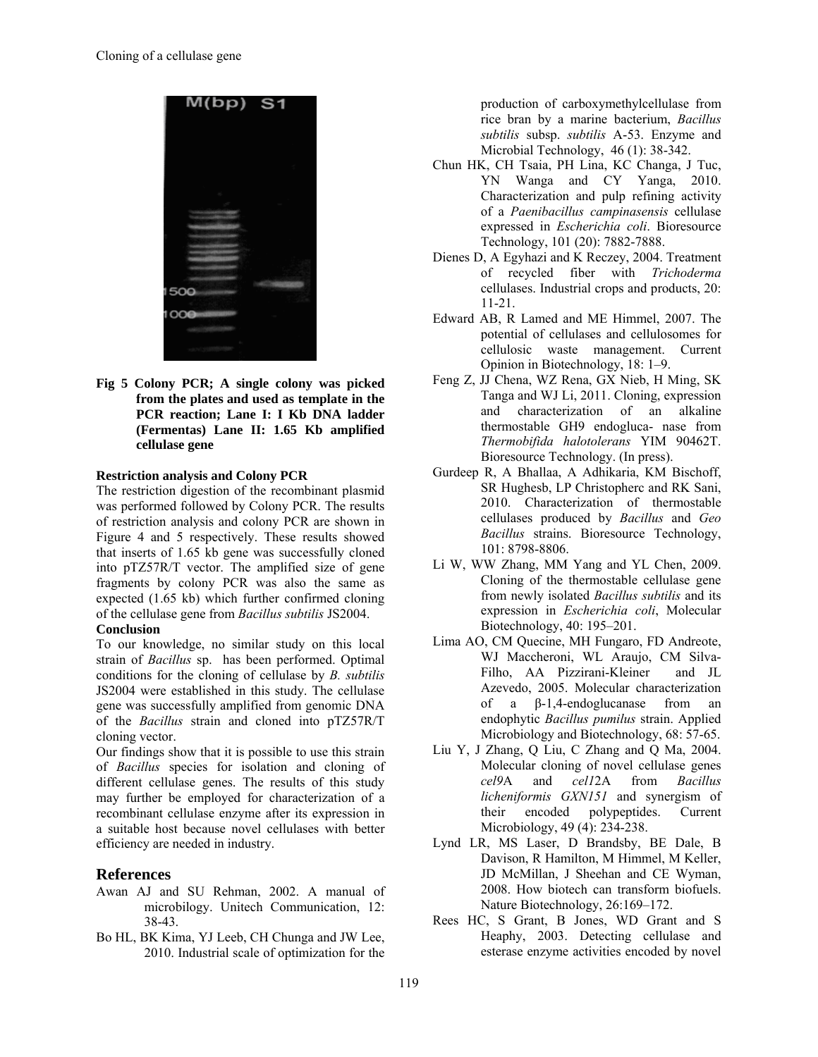Fig 5 Colony PCR; A single colony was picked from the plates and used as template in the PCR reaction; Lane I: I Kb DNA ladder (Fermentas) Lane II: 1.65 Kb amplified cellulase gene

**Restriction analysis and Colony PCR**

The restriction digestion of the recombinant plasmid was performed followed by Colony PCR. The results of restriction analysis and colony PCR are shown in Figure 4 and 5 respectively. These results showed that inserts of 1.65 kb gene was successfully cloned into pTZ57R/T vector. The amplified size of gene fragments by colony PCR was also the same as expected (1.65 kb) which further confirmed cloning of the cellulase gene from *Bacillus subtilis* JS2004.

**Conclusion**

To our knowledge, no similar study on this local strain of *Bacillus* sp. has been performed. Optimal conditions for the cloning of cellulase by *B. subtilis* JS2004 were established in this study. The cellulase gene was successfully amplified from genomic DNA of the *Bacillus* strain and cloned into pTZ57R/T cloning vector.

Our findings show that it is possible to use this strain of *Bacillus* species for isolation and cloning of different cellulase genes. The results of this study may further be employed for characterization of a recombinant cellulase enzyme after its expression in a suitable host because novel cellulases with better efficiency are needed in industry.

## References

Awan AJ and SU Rehman, 2002. A manual of microbilogy. Unitech Communication, 12: 38-43.

Bo HL, BK Kima, YJ Leeb, CH Chunga and JW Lee, 2010. Industrial scale of optimization for the production of carboxymethylcellulase from rice bran by a marine bacterium, *Bacillus subtilis* subsp. *subtilis* A-53. Enzyme and Microbial Technology, 46 (1): 38-342.

Chun HK, CH Tsaia, PH Lina, KC Changa, J Tuc, YN Wanga and CY Yanga, 2010. Characterization and pulp refining activity of a *Paenibacillus campinasensis* cellulase expressed in *Escherichia coli*. Bioresource Technology, 101 (20): 7882-7888.

Dienes D, A Egyhazi and K Reczey, 2004. Treatment of recycled fiber with *Trichoderma* cellulases. Industrial crops and products, 20: 11-21.

Edward AB, R Lamed and ME Himmel, 2007. The potential of cellulases and cellulosomes for cellulosic waste management. Current Opinion in Biotechnology, 18: 1–9.

Feng Z, JJ Chena, WZ Rena, GX Nieb, H Ming, SK Tanga and WJ Li, 2011. Cloning, expression and characterization of an alkaline thermostable GH9 endogluca- nase from *Thermobifida halotolerans* YIM 90462T. Bioresource Technology. (In press).

Gurdeep R, A Bhallaa, A Adhikaria, KM Bischoff, SR Hughesb, LP Christopherc and RK Sani, 2010. Characterization of thermostable cellulases produced by *Bacillus* and *Geo Bacillus* strains. Bioresource Technology, 101: 8798-8806.

Li W, WW Zhang, MM Yang and YL Chen, 2009. Cloning of the thermostable cellulase gene from newly isolated *Bacillus subtilis* and its expression in *Escherichia coli*, Molecular Biotechnology, 40: 195–201.

Lima AO, CM Quecine, MH Fungaro, FD Andreote, WJ Maccheroni, WL Araujo, CM Silva-Filho, AA Pizzirani-Kleiner and JL Azevedo, 2005. Molecular characterization of a β-1,4-endoglucanase from an endophytic *Bacillus pumilus* strain. Applied Microbiology and Biotechnology, 68: 57-65.

Liu Y, J Zhang, Q Liu, C Zhang and Q Ma, 2004. Molecular cloning of novel cellulase genes *cel9*A and *cel12*A from *Bacillus licheniformis GXN151* and synergism of their encoded polypeptides. Current Microbiology, 49 (4): 234-238.

Lynd LR, MS Laser, D Brandsby, BE Dale, B Davison, R Hamilton, M Himmel, M Keller, JD McMillan, J Sheehan and CE Wyman, 2008. How biotech can transform biofuels. Nature Biotechnology, 26:169–172.

Rees HC, S Grant, B Jones, WD Grant and S Heaphy, 2003. Detecting cellulase and esterase enzyme activities encoded by novel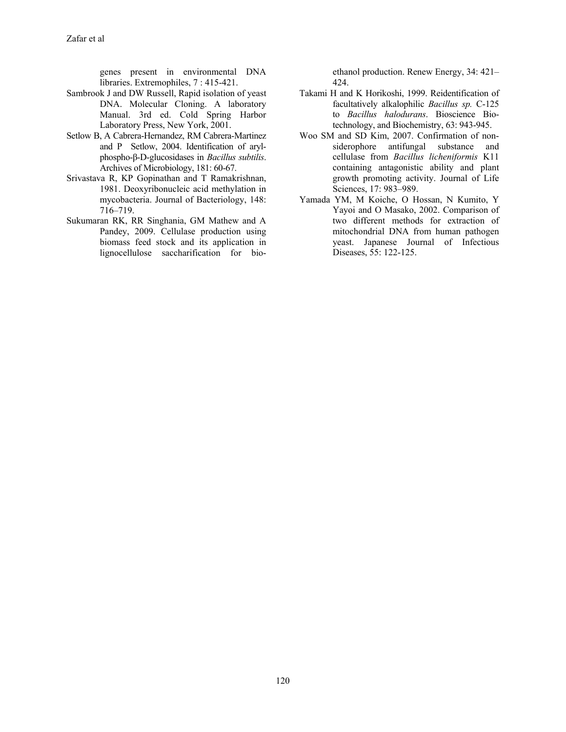genes present in environmental DNA libraries. Extremophiles, 7 : 415-421.

Sambrook J and DW Russell, Rapid isolation of yeast DNA. Molecular Cloning. A laboratory Manual. 3rd ed. Cold Spring Harbor Laboratory Press, New York, 2001.

Setlow B, A Cabrera-Hernandez, RM Cabrera-Martinez and P Setlow, 2004. Identification of aryl-phospho-β-D-glucosidases in *Bacillus subtilis*. Archives of Microbiology, 181: 60-67.

Srivastava R, KP Gopinathan and T Ramakrishnan, 1981. Deoxyribonucleic acid methylation in mycobacteria. Journal of Bacteriology, 148: 716–719.

Sukumaran RK, RR Singhania, GM Mathew and A Pandey, 2009. Cellulase production using biomass feed stock and its application in lignocellulose saccharification for bio-ethanol production. Renew Energy, 34: 421–424.

Takami H and K Horikoshi, 1999. Reidentification of facultatively alkalophilic *Bacillus sp.* C-125 to *Bacillus halodurans*. Bioscience Bio-technology, and Biochemistry, 63: 943-945.

Woo SM and SD Kim, 2007. Confirmation of non-siderophore antifungal substance and cellulase from *Bacillus licheniformis* K11 containing antagonistic ability and plant growth promoting activity. Journal of Life Sciences, 17: 983–989.

Yamada YM, M Koiche, O Hossan, N Kumito, Y Yayoi and O Masako, 2002. Comparison of two different methods for extraction of mitochondrial DNA from human pathogen yeast. Japanese Journal of Infectious Diseases, 55: 122-125.